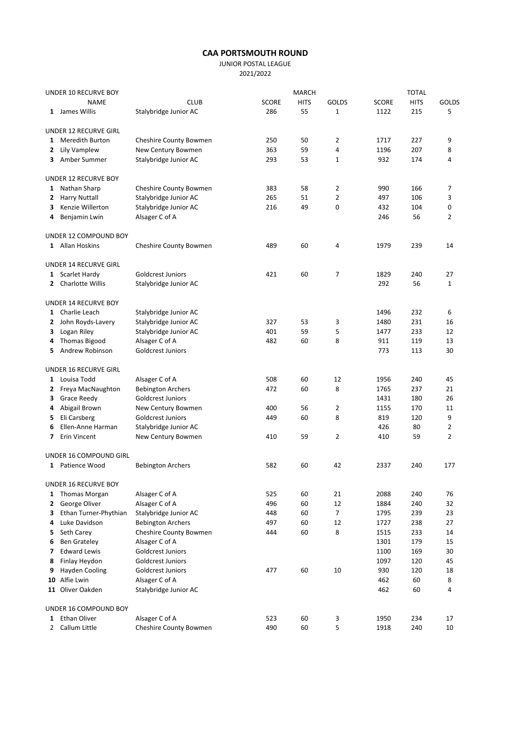# CAA PORTSMOUTH ROUND

JUNIOR POSTAL LEAGUE

2021/2022

| | | | MARCH | | | TOTAL | | |
|---|---|---|---|---|---|---|---|---|
| **UNDER 10 RECURVE BOY** | | | | | | | | |
| | NAME | CLUB | SCORE | HITS | GOLDS | SCORE | HITS | GOLDS |
| **1** | James Willis | Stalybridge Junior AC | 286 | 55 | 1 | 1122 | 215 | 5 |
| **UNDER 12 RECURVE GIRL** | | | | | | | | |
| **1** | Meredith Burton | Cheshire County Bowmen | 250 | 50 | 2 | 1717 | 227 | 9 |
| **2** | Lily Vamplew | New Century Bowmen | 363 | 59 | 4 | 1196 | 207 | 8 |
| **3** | Amber Summer | Stalybridge Junior AC | 293 | 53 | 1 | 932 | 174 | 4 |
| **UNDER 12 RECURVE BOY** | | | | | | | | |
| **1** | Nathan Sharp | Cheshire County Bowmen | 383 | 58 | 2 | 990 | 166 | 7 |
| **2** | Harry Nuttall | Stalybridge Junior AC | 265 | 51 | 2 | 497 | 106 | 3 |
| **3** | Kenzie Willerton | Stalybridge Junior AC | 216 | 49 | 0 | 432 | 104 | 0 |
| **4** | Benjamin Lwin | Alsager C of A | | | | 246 | 56 | 2 |
| **UNDER 12 COMPOUND BOY** | | | | | | | | |
| **1** | Allan Hoskins | Cheshire County Bowmen | 489 | 60 | 4 | 1979 | 239 | 14 |
| **UNDER 14 RECURVE GIRL** | | | | | | | | |
| **1** | Scarlet Hardy | Goldcrest Juniors | 421 | 60 | 7 | 1829 | 240 | 27 |
| **2** | Charlotte Willis | Stalybridge Junior AC | | | | 292 | 56 | 1 |
| **UNDER 14 RECURVE BOY** | | | | | | | | |
| **1** | Charlie Leach | Stalybridge Junior AC | | | | 1496 | 232 | 6 |
| **2** | John Royds-Lavery | Stalybridge Junior AC | 327 | 53 | 3 | 1480 | 231 | 16 |
| **3** | Logan Riley | Stalybridge Junior AC | 401 | 59 | 5 | 1477 | 233 | 12 |
| **4** | Thomas Bigood | Alsager C of A | 482 | 60 | 8 | 911 | 119 | 13 |
| **5** | Andrew Robinson | Goldcrest Juniors | | | | 773 | 113 | 30 |
| **UNDER 16 RECURVE GIRL** | | | | | | | | |
| **1** | Louisa Todd | Alsager C of A | 508 | 60 | 12 | 1956 | 240 | 45 |
| **2** | Freya MacNaughton | Bebington Archers | 472 | 60 | 8 | 1765 | 237 | 21 |
| **3** | Grace Reedy | Goldcrest Juniors | | | | 1431 | 180 | 26 |
| **4** | Abigail Brown | New Century Bowmen | 400 | 56 | 2 | 1155 | 170 | 11 |
| **5** | Eli Carsberg | Goldcrest Juniors | 449 | 60 | 8 | 819 | 120 | 9 |
| **6** | Ellen-Anne Harman | Stalybridge Junior AC | | | | 426 | 80 | 2 |
| **7** | Erin Vincent | New Century Bowmen | 410 | 59 | 2 | 410 | 59 | 2 |
| **UNDER 16 COMPOUND GIRL** | | | | | | | | |
| **1** | Patience Wood | Bebington Archers | 582 | 60 | 42 | 2337 | 240 | 177 |
| **UNDER 16 RECURVE BOY** | | | | | | | | |
| **1** | Thomas Morgan | Alsager C of A | 525 | 60 | 21 | 2088 | 240 | 76 |
| **2** | George Oliver | Alsager C of A | 496 | 60 | 12 | 1884 | 240 | 32 |
| **3** | Ethan Turner-Phythian | Stalybridge Junior AC | 448 | 60 | 7 | 1795 | 239 | 23 |
| **4** | Luke Davidson | Bebington Archers | 497 | 60 | 12 | 1727 | 238 | 27 |
| **5** | Seth Carey | Cheshire County Bowmen | 444 | 60 | 8 | 1515 | 233 | 14 |
| **6** | Ben Grateley | Alsager C of A | | | | 1301 | 179 | 15 |
| **7** | Edward Lewis | Goldcrest Juniors | | | | 1100 | 169 | 30 |
| **8** | Finlay Heydon | Goldcrest Juniors | | | | 1097 | 120 | 45 |
| **9** | Hayden Cooling | Goldcrest Juniors | 477 | 60 | 10 | 930 | 120 | 18 |
| **10** | Alfie Lwin | Alsager C of A | | | | 462 | 60 | 8 |
| **11** | Oliver Oakden | Stalybridge Junior AC | | | | 462 | 60 | 4 |
| **UNDER 16 COMPOUND BOY** | | | | | | | | |
| **1** | Ethan Oliver | Alsager C of A | 523 | 60 | 3 | 1950 | 234 | 17 |
| 2 | Callum Little | Cheshire County Bowmen | 490 | 60 | 5 | 1918 | 240 | 10 |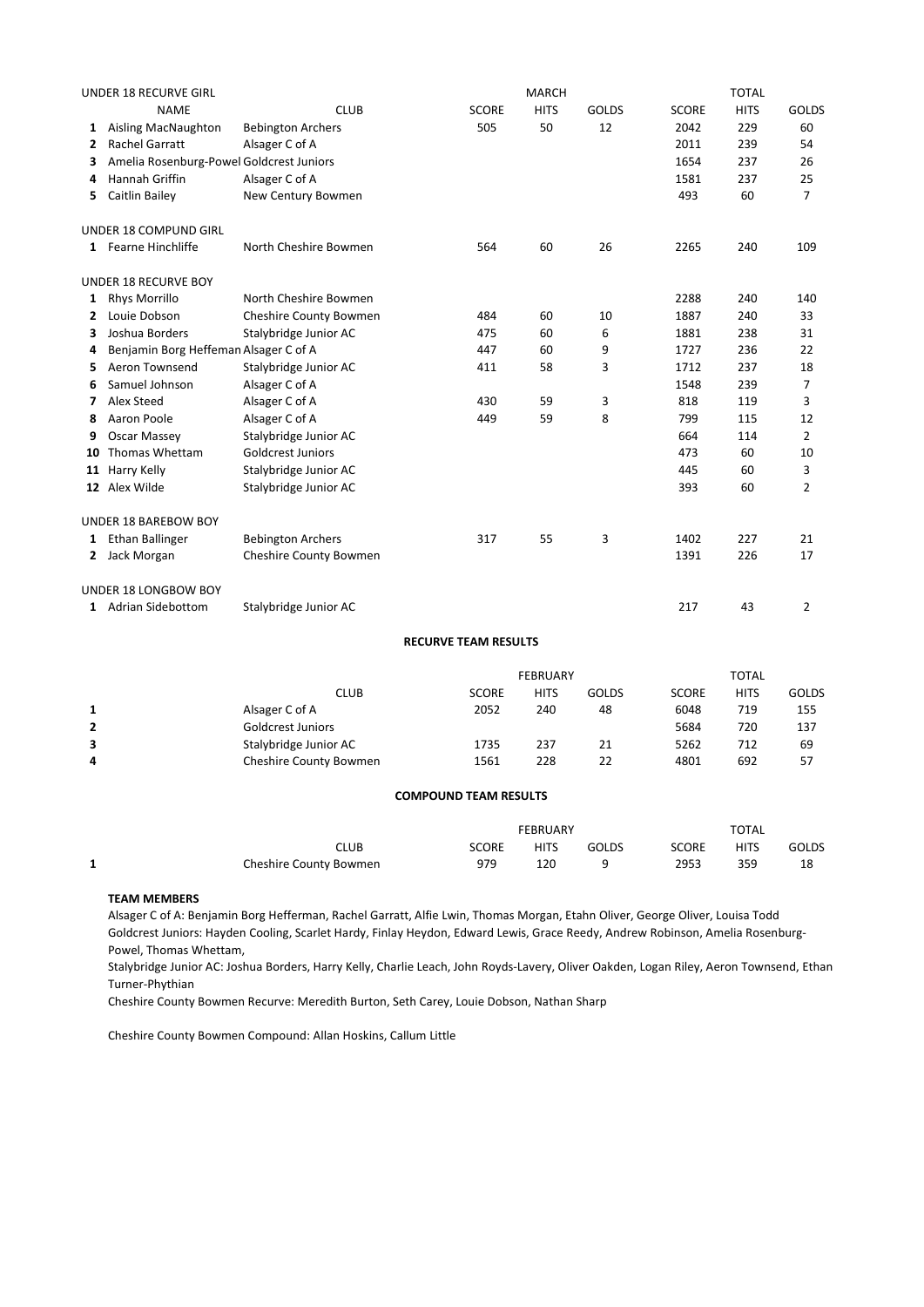| | UNDER 18 RECURVE GIRL | | MARCH | | | TOTAL | | |
|---|---|---|---|---|---|---|---|---|
| | NAME | CLUB | SCORE | HITS | GOLDS | SCORE | HITS | GOLDS |
| 1 | Aisling MacNaughton | Bebington Archers | 505 | 50 | 12 | 2042 | 229 | 60 |
| 2 | Rachel Garratt | Alsager C of A | | | | 2011 | 239 | 54 |
| 3 | Amelia Rosenburg-Powel | Goldcrest Juniors | | | | 1654 | 237 | 26 |
| 4 | Hannah Griffin | Alsager C of A | | | | 1581 | 237 | 25 |
| 5 | Caitlin Bailey | New Century Bowmen | | | | 493 | 60 | 7 |
| | **UNDER 18 COMPUND GIRL** | | | | | | | |
| 1 | Fearne Hinchliffe | North Cheshire Bowmen | 564 | 60 | 26 | 2265 | 240 | 109 |
| | **UNDER 18 RECURVE BOY** | | | | | | | |
| 1 | Rhys Morrillo | North Cheshire Bowmen | | | | 2288 | 240 | 140 |
| 2 | Louie Dobson | Cheshire County Bowmen | 484 | 60 | 10 | 1887 | 240 | 33 |
| 3 | Joshua Borders | Stalybridge Junior AC | 475 | 60 | 6 | 1881 | 238 | 31 |
| 4 | Benjamin Borg Heffeman | Alsager C of A | 447 | 60 | 9 | 1727 | 236 | 22 |
| 5 | Aeron Townsend | Stalybridge Junior AC | 411 | 58 | 3 | 1712 | 237 | 18 |
| 6 | Samuel Johnson | Alsager C of A | | | | 1548 | 239 | 7 |
| 7 | Alex Steed | Alsager C of A | 430 | 59 | 3 | 818 | 119 | 3 |
| 8 | Aaron Poole | Alsager C of A | 449 | 59 | 8 | 799 | 115 | 12 |
| 9 | Oscar Massey | Stalybridge Junior AC | | | | 664 | 114 | 2 |
| 10 | Thomas Whettam | Goldcrest Juniors | | | | 473 | 60 | 10 |
| 11 | Harry Kelly | Stalybridge Junior AC | | | | 445 | 60 | 3 |
| 12 | Alex Wilde | Stalybridge Junior AC | | | | 393 | 60 | 2 |
| | **UNDER 18 BAREBOW BOY** | | | | | | | |
| 1 | Ethan Ballinger | Bebington Archers | 317 | 55 | 3 | 1402 | 227 | 21 |
| 2 | Jack Morgan | Cheshire County Bowmen | | | | 1391 | 226 | 17 |
| | **UNDER 18 LONGBOW BOY** | | | | | | | |
| 1 | Adrian Sidebottom | Stalybridge Junior AC | | | | 217 | 43 | 2 |

**RECURVE TEAM RESULTS**

| | | FEBRUARY | | | TOTAL | | |
|---|---|---|---|---|---|---|---|
| | CLUB | SCORE | HITS | GOLDS | SCORE | HITS | GOLDS |
| 1 | Alsager C of A | 2052 | 240 | 48 | 6048 | 719 | 155 |
| 2 | Goldcrest Juniors | | | | 5684 | 720 | 137 |
| 3 | Stalybridge Junior AC | 1735 | 237 | 21 | 5262 | 712 | 69 |
| 4 | Cheshire County Bowmen | 1561 | 228 | 22 | 4801 | 692 | 57 |

**COMPOUND TEAM RESULTS**

| | | FEBRUARY | | | TOTAL | | |
|---|---|---|---|---|---|---|---|
| | CLUB | SCORE | HITS | GOLDS | SCORE | HITS | GOLDS |
| 1 | Cheshire County Bowmen | 979 | 120 | 9 | 2953 | 359 | 18 |

**TEAM MEMBERS**

Alsager C of A: Benjamin Borg Hefferman, Rachel Garratt, Alfie Lwin, Thomas Morgan, Etahn Oliver, George Oliver, Louisa Todd
Goldcrest Juniors: Hayden Cooling, Scarlet Hardy, Finlay Heydon, Edward Lewis, Grace Reedy, Andrew Robinson, Amelia Rosenburg-Powel, Thomas Whettam,
Stalybridge Junior AC: Joshua Borders, Harry Kelly, Charlie Leach, John Royds-Lavery, Oliver Oakden, Logan Riley, Aeron Townsend, Ethan Turner-Phythian
Cheshire County Bowmen Recurve: Meredith Burton, Seth Carey, Louie Dobson, Nathan Sharp

Cheshire County Bowmen Compound: Allan Hoskins, Callum Little